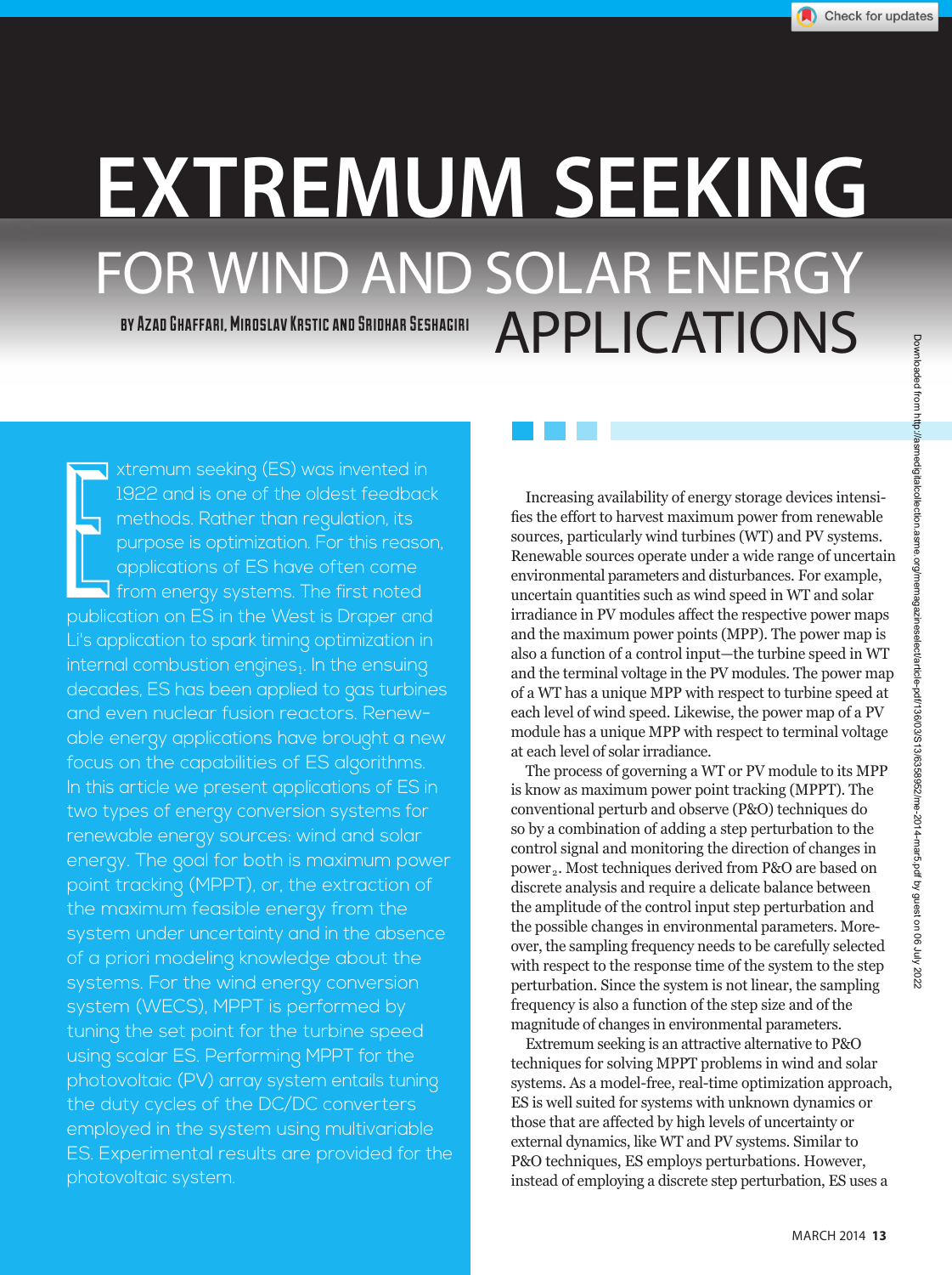# EXTREMUM SEEKING

## FOR WIND AND SOLAR ENERGY APPLICATIONS

BY AZAD GHAFFARI, MIROSLAV KRSTIC AND SRIDHAR SESHAGIRI

Extremum seeking (ES) was invented in 1922 and is one of the oldest feedback methods. Rather than regulation, its purpose is optimization. For this reason, applications of ES have often come from energy systems. The first noted publication on ES in the West is Draper and Li's application to spark timing optimization in internal combustion engines[1]. In the ensuing decades, ES has been applied to gas turbines and even nuclear fusion reactors. Renewable energy applications have brought a new focus on the capabilities of ES algorithms. In this article we present applications of ES in two types of energy conversion systems for renewable energy sources: wind and solar energy. The goal for both is maximum power point tracking (MPPT), or, the extraction of the maximum feasible energy from the system under uncertainty and in the absence of a priori modeling knowledge about the systems. For the wind energy conversion system (WECS), MPPT is performed by tuning the set point for the turbine speed using scalar ES. Performing MPPT for the photovoltaic (PV) array system entails tuning the duty cycles of the DC/DC converters employed in the system using multivariable ES. Experimental results are provided for the photovoltaic system.

Increasing availability of energy storage devices intensifies the effort to harvest maximum power from renewable sources, particularly wind turbines (WT) and PV systems. Renewable sources operate under a wide range of uncertain environmental parameters and disturbances. For example, uncertain quantities such as wind speed in WT and solar irradiance in PV modules affect the respective power maps and the maximum power points (MPP). The power map is also a function of a control input—the turbine speed in WT and the terminal voltage in the PV modules. The power map of a WT has a unique MPP with respect to turbine speed at each level of wind speed. Likewise, the power map of a PV module has a unique MPP with respect to terminal voltage at each level of solar irradiance.

The process of governing a WT or PV module to its MPP is know as maximum power point tracking (MPPT). The conventional perturb and observe (P&O) techniques do so by a combination of adding a step perturbation to the control signal and monitoring the direction of changes in power[2]. Most techniques derived from P&O are based on discrete analysis and require a delicate balance between the amplitude of the control input step perturbation and the possible changes in environmental parameters. Moreover, the sampling frequency needs to be carefully selected with respect to the response time of the system to the step perturbation. Since the system is not linear, the sampling frequency is also a function of the step size and of the magnitude of changes in environmental parameters.

Extremum seeking is an attractive alternative to P&O techniques for solving MPPT problems in wind and solar systems. As a model-free, real-time optimization approach, ES is well suited for systems with unknown dynamics or those that are affected by high levels of uncertainty or external dynamics, like WT and PV systems. Similar to P&O techniques, ES employs perturbations. However, instead of employing a discrete step perturbation, ES uses a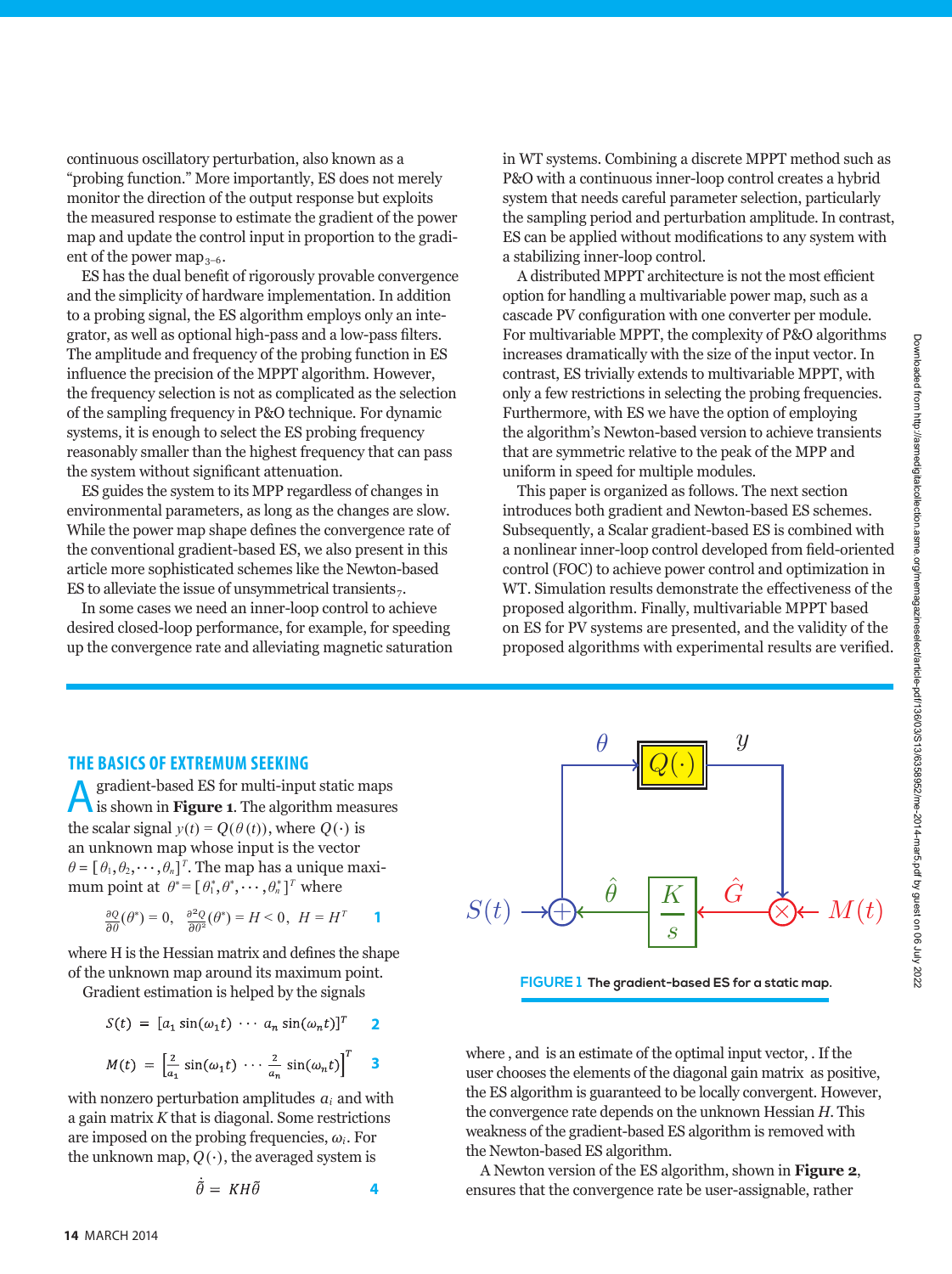continuous oscillatory perturbation, also known as a "probing function." More importantly, ES does not merely monitor the direction of the output response but exploits the measured response to estimate the gradient of the power map and update the control input in proportion to the gradient of the power map[3–6].

ES has the dual benefit of rigorously provable convergence and the simplicity of hardware implementation. In addition to a probing signal, the ES algorithm employs only an integrator, as well as optional high-pass and a low-pass filters. The amplitude and frequency of the probing function in ES influence the precision of the MPPT algorithm. However, the frequency selection is not as complicated as the selection of the sampling frequency in P&O technique. For dynamic systems, it is enough to select the ES probing frequency reasonably smaller than the highest frequency that can pass the system without significant attenuation.

ES guides the system to its MPP regardless of changes in environmental parameters, as long as the changes are slow. While the power map shape defines the convergence rate of the conventional gradient-based ES, we also present in this article more sophisticated schemes like the Newton-based ES to alleviate the issue of unsymmetrical transients[7].

In some cases we need an inner-loop control to achieve desired closed-loop performance, for example, for speeding up the convergence rate and alleviating magnetic saturation in WT systems. Combining a discrete MPPT method such as P&O with a continuous inner-loop control creates a hybrid system that needs careful parameter selection, particularly the sampling period and perturbation amplitude. In contrast, ES can be applied without modifications to any system with a stabilizing inner-loop control.

A distributed MPPT architecture is not the most efficient option for handling a multivariable power map, such as a cascade PV configuration with one converter per module. For multivariable MPPT, the complexity of P&O algorithms increases dramatically with the size of the input vector. In contrast, ES trivially extends to multivariable MPPT, with only a few restrictions in selecting the probing frequencies. Furthermore, with ES we have the option of employing the algorithm's Newton-based version to achieve transients that are symmetric relative to the peak of the MPP and uniform in speed for multiple modules.

This paper is organized as follows. The next section introduces both gradient and Newton-based ES schemes. Subsequently, a Scalar gradient-based ES is combined with a nonlinear inner-loop control developed from field-oriented control (FOC) to achieve power control and optimization in WT. Simulation results demonstrate the effectiveness of the proposed algorithm. Finally, multivariable MPPT based on ES for PV systems are presented, and the validity of the proposed algorithms with experimental results are verified.

## THE BASICS OF EXTREMUM SEEKING

A gradient-based ES for multi-input static maps is shown in **Figure 1**. The algorithm measures the scalar signal $y(t) = Q(\theta(t))$, where $Q(\cdot)$ is an unknown map whose input is the vector $\theta = [\theta_1, \theta_2, \cdots, \theta_n]^T$. The map has a unique maximum point at $\theta^* = [\theta_1^*, \theta^*, \cdots, \theta_n^*]^T$ where

$$\frac{\partial Q}{\partial \theta}(\theta^*) = 0, \quad \frac{\partial^2 Q}{\partial \theta^2}(\theta^*) = H < 0, \quad H = H^T \qquad (1)$$

where H is the Hessian matrix and defines the shape of the unknown map around its maximum point.

Gradient estimation is helped by the signals

$$S(t) = [a_1 \sin(\omega_1 t) \cdots a_n \sin(\omega_n t)]^T \qquad (2)$$

$$M(t) = \left[\frac{2}{a_1} \sin(\omega_1 t) \cdots \frac{2}{a_n} \sin(\omega_n t)\right]^T \qquad (3)$$

with nonzero perturbation amplitudes $a_i$ and with a gain matrix $K$ that is diagonal. Some restrictions are imposed on the probing frequencies, $\omega_i$. For the unknown map, $Q(\cdot)$, the averaged system is

$$\dot{\tilde{\theta}} = KH\tilde{\theta} \qquad (4)$$

**FIGURE 1** The gradient-based ES for a static map.

where , and is an estimate of the optimal input vector, . If the user chooses the elements of the diagonal gain matrix as positive, the ES algorithm is guaranteed to be locally convergent. However, the convergence rate depends on the unknown Hessian $H$. This weakness of the gradient-based ES algorithm is removed with the Newton-based ES algorithm.

A Newton version of the ES algorithm, shown in **Figure 2**, ensures that the convergence rate be user-assignable, rather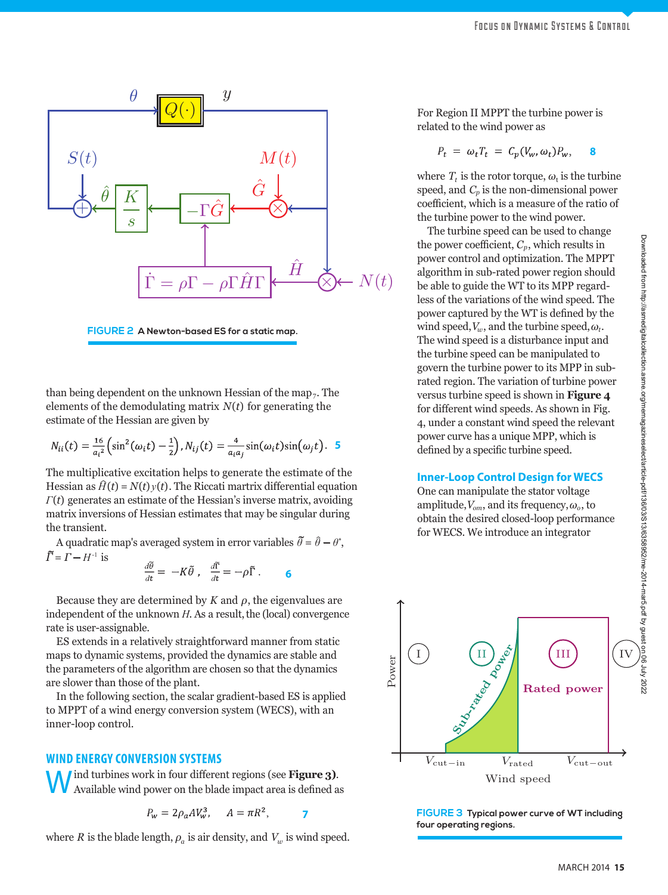FIGURE 2 A Newton-based ES for a static map.

than being dependent on the unknown Hessian of the map[7]. The elements of the demodulating matrix $N(t)$ for generating the estimate of the Hessian are given by

$$N_{ii}(t) = \frac{16}{a_i^2}\left(\sin^2(\omega_i t) - \frac{1}{2}\right), N_{ij}(t) = \frac{4}{a_i a_j}\sin(\omega_i t)\sin(\omega_j t). \quad 5$$

The multiplicative excitation helps to generate the estimate of the Hessian as $\hat{H}(t) = N(t)y(t)$. The Riccati martrix differential equation $\Gamma(t)$ generates an estimate of the Hessian's inverse matrix, avoiding matrix inversions of Hessian estimates that may be singular during the transient.

A quadratic map's averaged system in error variables $\tilde{\theta} = \hat{\theta} - \theta^*$, $\tilde{\Gamma} = \Gamma - H^{-1}$ is

$$\frac{d\tilde{\theta}}{dt} = -K\tilde{\theta}\ , \quad \frac{d\tilde{\Gamma}}{dt} = -\rho\tilde{\Gamma}\ . \quad 6$$

Because they are determined by $K$ and $\rho$, the eigenvalues are independent of the unknown $H$. As a result, the (local) convergence rate is user-assignable.

ES extends in a relatively straightforward manner from static maps to dynamic systems, provided the dynamics are stable and the parameters of the algorithm are chosen so that the dynamics are slower than those of the plant.

In the following section, the scalar gradient-based ES is applied to MPPT of a wind energy conversion system (WECS), with an inner-loop control.

## WIND ENERGY CONVERSION SYSTEMS

Wind turbines work in four different regions (see **Figure 3**). Available wind power on the blade impact area is defined as

$$P_w = 2\rho_a A V_w^3, \quad A = \pi R^2, \quad 7$$

where $R$ is the blade length, $\rho_a$ is air density, and $V_w$ is wind speed.

For Region II MPPT the turbine power is related to the wind power as

$$P_t = \omega_t T_t = C_p(V_w, \omega_t) P_w, \quad 8$$

where $T_t$ is the rotor torque, $\omega_t$ is the turbine speed, and $C_p$ is the non-dimensional power coefficient, which is a measure of the ratio of the turbine power to the wind power.

The turbine speed can be used to change the power coefficient, $C_p$, which results in power control and optimization. The MPPT algorithm in sub-rated power region should be able to guide the WT to its MPP regardless of the variations of the wind speed. The power captured by the WT is defined by the wind speed, $V_w$, and the turbine speed, $\omega_t$. The wind speed is a disturbance input and the turbine speed can be manipulated to govern the turbine power to its MPP in sub-rated region. The variation of turbine power versus turbine speed is shown in **Figure 4** for different wind speeds. As shown in Fig. 4, under a constant wind speed the relevant power curve has a unique MPP, which is defined by a specific turbine speed.

### Inner-Loop Control Design for WECS

One can manipulate the stator voltage amplitude, $V_{om}$, and its frequency, $\omega_o$, to obtain the desired closed-loop performance for WECS. We introduce an integrator

FIGURE 3 Typical power curve of WT including four operating regions.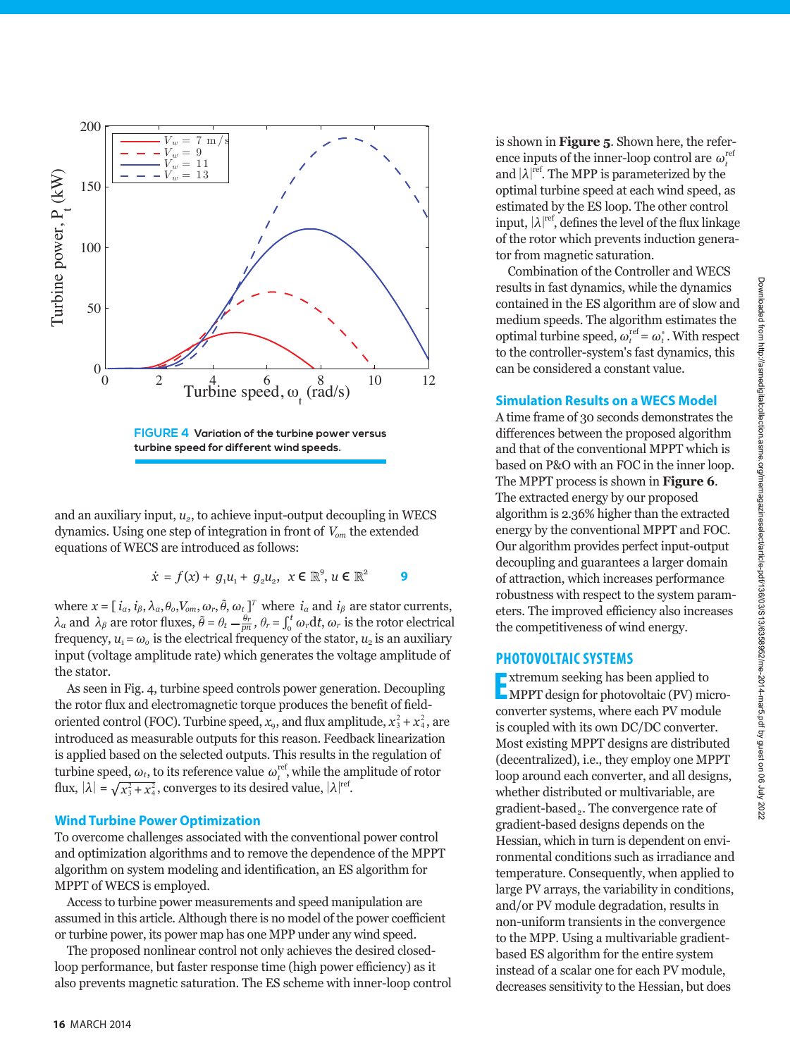FIGURE 4 Variation of the turbine power versus turbine speed for different wind speeds.

and an auxiliary input, $u_2$, to achieve input-output decoupling in WECS dynamics. Using one step of integration in front of $V_{om}$ the extended equations of WECS are introduced as follows:

$$\dot{x} = f(x) + g_1 u_1 + g_2 u_2, \quad x \in \mathbb{R}^9, u \in \mathbb{R}^2 \qquad \mathbf{9}$$

where $x = [\, i_\alpha, i_\beta, \lambda_\alpha, \theta_o, V_{om}, \omega_r, \tilde{\theta}, \omega_t \,]^T$ where $i_\alpha$ and $i_\beta$ are stator currents, $\lambda_\alpha$ and $\lambda_\beta$ are rotor fluxes, $\tilde{\theta} = \theta_t - \frac{\theta_r}{pn}$, $\theta_r = \int_0^t \omega_r \mathrm{d}t$, $\omega_r$ is the rotor electrical frequency, $u_1 = \omega_o$ is the electrical frequency of the stator, $u_2$ is an auxiliary input (voltage amplitude rate) which generates the voltage amplitude of the stator.

As seen in Fig. 4, turbine speed controls power generation. Decoupling the rotor flux and electromagnetic torque produces the benefit of field-oriented control (FOC). Turbine speed, $x_9$, and flux amplitude, $x_3^2 + x_4^2$, are introduced as measurable outputs for this reason. Feedback linearization is applied based on the selected outputs. This results in the regulation of turbine speed, $\omega_t$, to its reference value $\omega_t^{\mathrm{ref}}$, while the amplitude of rotor flux, $|\lambda| = \sqrt{x_3^2 + x_4^2}$, converges to its desired value, $|\lambda|^{\mathrm{ref}}$.

### Wind Turbine Power Optimization

To overcome challenges associated with the conventional power control and optimization algorithms and to remove the dependence of the MPPT algorithm on system modeling and identification, an ES algorithm for MPPT of WECS is employed.

Access to turbine power measurements and speed manipulation are assumed in this article. Although there is no model of the power coefficient or turbine power, its power map has one MPP under any wind speed.

The proposed nonlinear control not only achieves the desired closed-loop performance, but faster response time (high power efficiency) as it also prevents magnetic saturation. The ES scheme with inner-loop control is shown in **Figure 5**. Shown here, the reference inputs of the inner-loop control are $\omega_t^{\mathrm{ref}}$ and $|\lambda|^{\mathrm{ref}}$. The MPP is parameterized by the optimal turbine speed at each wind speed, as estimated by the ES loop. The other control input, $|\lambda|^{\mathrm{ref}}$, defines the level of the flux linkage of the rotor which prevents induction generator from magnetic saturation.

Combination of the Controller and WECS results in fast dynamics, while the dynamics contained in the ES algorithm are of slow and medium speeds. The algorithm estimates the optimal turbine speed, $\omega_t^{\mathrm{ref}} = \omega_t^*$. With respect to the controller-system's fast dynamics, this can be considered a constant value.

### Simulation Results on a WECS Model

A time frame of 30 seconds demonstrates the differences between the proposed algorithm and that of the conventional MPPT which is based on P&O with an FOC in the inner loop. The MPPT process is shown in **Figure 6**. The extracted energy by our proposed algorithm is 2.36% higher than the extracted energy by the conventional MPPT and FOC. Our algorithm provides perfect input-output decoupling and guarantees a larger domain of attraction, which increases performance robustness with respect to the system parameters. The improved efficiency also increases the competitiveness of wind energy.

## PHOTOVOLTAIC SYSTEMS

Extremum seeking has been applied to MPPT design for photovoltaic (PV) microconverter systems, where each PV module is coupled with its own DC/DC converter. Most existing MPPT designs are distributed (decentralized), i.e., they employ one MPPT loop around each converter, and all designs, whether distributed or multivariable, are gradient-based[2]. The convergence rate of gradient-based designs depends on the Hessian, which in turn is dependent on environmental conditions such as irradiance and temperature. Consequently, when applied to large PV arrays, the variability in conditions, and/or PV module degradation, results in non-uniform transients in the convergence to the MPP. Using a multivariable gradient-based ES algorithm for the entire system instead of a scalar one for each PV module, decreases sensitivity to the Hessian, but does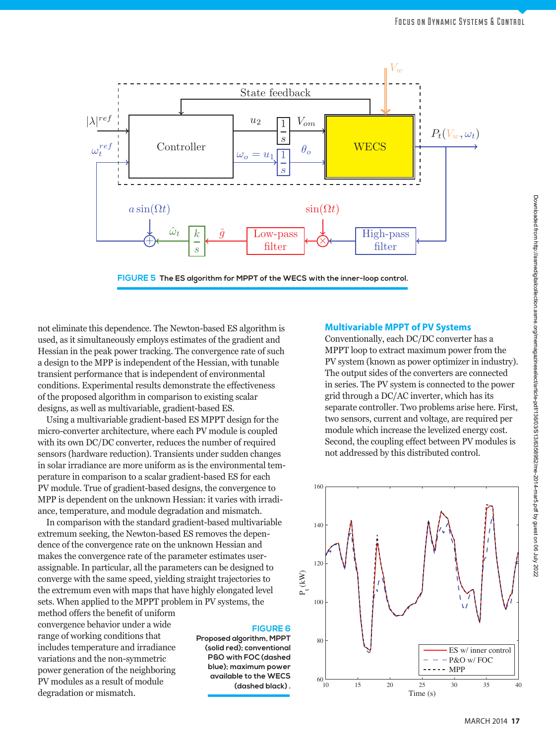FIGURE 5 The ES algorithm for MPPT of the WECS with the inner-loop control.

not eliminate this dependence. The Newton-based ES algorithm is used, as it simultaneously employs estimates of the gradient and Hessian in the peak power tracking. The convergence rate of such a design to the MPP is independent of the Hessian, with tunable transient performance that is independent of environmental conditions. Experimental results demonstrate the effectiveness of the proposed algorithm in comparison to existing scalar designs, as well as multivariable, gradient-based ES.

Using a multivariable gradient-based ES MPPT design for the micro-converter architecture, where each PV module is coupled with its own DC/DC converter, reduces the number of required sensors (hardware reduction). Transients under sudden changes in solar irradiance are more uniform as is the environmental temperature in comparison to a scalar gradient-based ES for each PV module. True of gradient-based designs, the convergence to MPP is dependent on the unknown Hessian: it varies with irradiance, temperature, and module degradation and mismatch.

In comparison with the standard gradient-based multivariable extremum seeking, the Newton-based ES removes the dependence of the convergence rate on the unknown Hessian and makes the convergence rate of the parameter estimates user-assignable. In particular, all the parameters can be designed to converge with the same speed, yielding straight trajectories to the extremum even with maps that have highly elongated level sets. When applied to the MPPT problem in PV systems, the method offers the benefit of uniform convergence behavior under a wide range of working conditions that includes temperature and irradiance variations and the non-symmetric power generation of the neighboring PV modules as a result of module degradation or mismatch.

## Multivariable MPPT of PV Systems

Conventionally, each DC/DC converter has a MPPT loop to extract maximum power from the PV system (known as power optimizer in industry). The output sides of the converters are connected in series. The PV system is connected to the power grid through a DC/AC inverter, which has its separate controller. Two problems arise here. First, two sensors, current and voltage, are required per module which increase the levelized energy cost. Second, the coupling effect between PV modules is not addressed by this distributed control.

FIGURE 6 Proposed algorithm, MPPT (solid red); conventional P&O with FOC (dashed blue); maximum power available to the WECS (dashed black).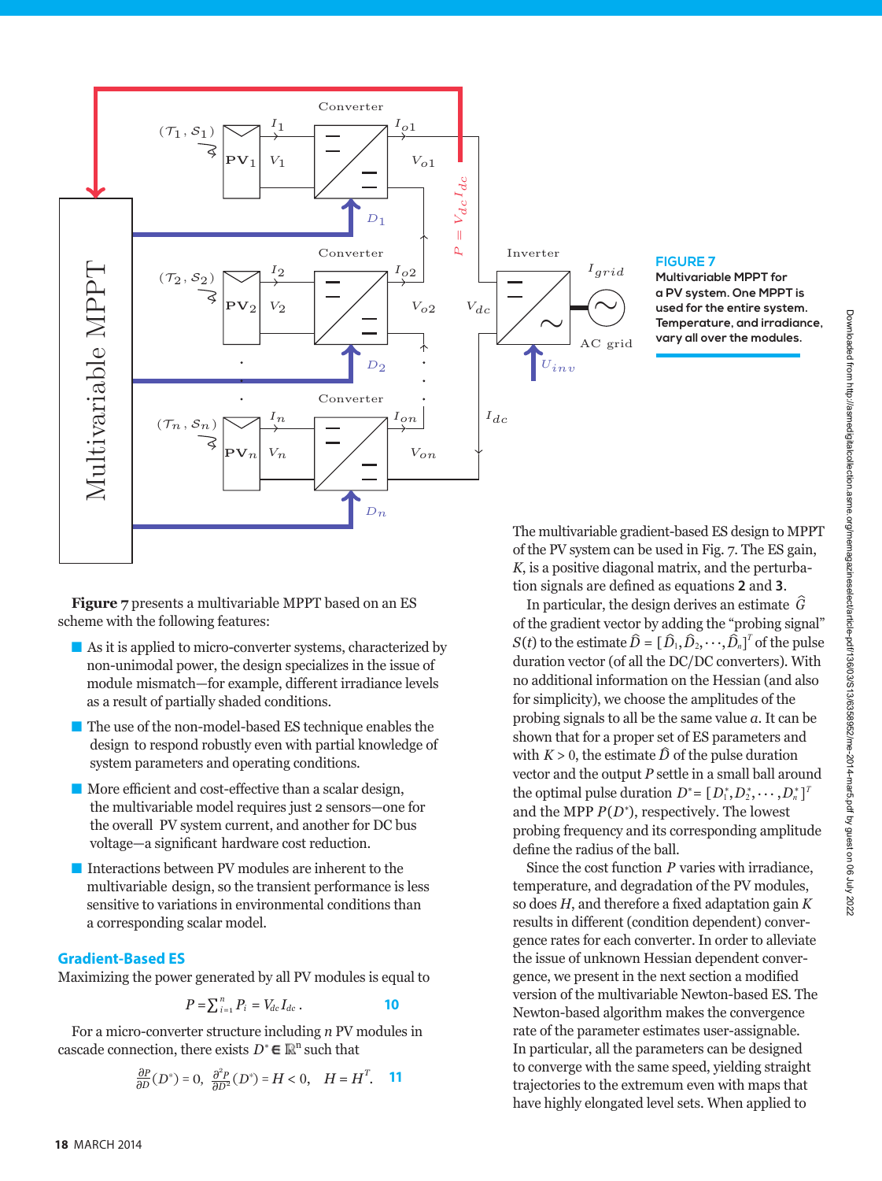**FIGURE 7**
Multivariable MPPT for a PV system. One MPPT is used for the entire system. Temperature, and irradiance, vary all over the modules.

**Figure 7** presents a multivariable MPPT based on an ES scheme with the following features:

- As it is applied to micro-converter systems, characterized by non-unimodal power, the design specializes in the issue of module mismatch—for example, different irradiance levels as a result of partially shaded conditions.
- The use of the non-model-based ES technique enables the design to respond robustly even with partial knowledge of system parameters and operating conditions.
- More efficient and cost-effective than a scalar design, the multivariable model requires just 2 sensors—one for the overall PV system current, and another for DC bus voltage—a significant hardware cost reduction.
- Interactions between PV modules are inherent to the multivariable design, so the transient performance is less sensitive to variations in environmental conditions than a corresponding scalar model.

## Gradient-Based ES

Maximizing the power generated by all PV modules is equal to

$$P = \sum_{i=1}^{n} P_i = V_{dc} I_{dc} \,. \qquad \textbf{10}$$

For a micro-converter structure including $n$ PV modules in cascade connection, there exists $D^* \in \mathbb{R}^n$ such that

$$\frac{\partial P}{\partial D}(D^*) = 0, \;\; \frac{\partial^2 P}{\partial D^2}(D^*) = H < 0, \quad H = H^T. \qquad \textbf{11}$$

The multivariable gradient-based ES design to MPPT of the PV system can be used in Fig. 7. The ES gain, $K$, is a positive diagonal matrix, and the perturbation signals are defined as equations **2** and **3**.

In particular, the design derives an estimate $\hat{G}$ of the gradient vector by adding the "probing signal" $S(t)$ to the estimate $\hat{D} = [\hat{D}_1, \hat{D}_2, \cdots, \hat{D}_n]^T$ of the pulse duration vector (of all the DC/DC converters). With no additional information on the Hessian (and also for simplicity), we choose the amplitudes of the probing signals to all be the same value $a$. It can be shown that for a proper set of ES parameters and with $K > 0$, the estimate $\hat{D}$ of the pulse duration vector and the output $P$ settle in a small ball around the optimal pulse duration $D^* = [D_1^*, D_2^*, \cdots, D_n^*]^T$ and the MPP $P(D^*)$, respectively. The lowest probing frequency and its corresponding amplitude define the radius of the ball.

Since the cost function $P$ varies with irradiance, temperature, and degradation of the PV modules, so does $H$, and therefore a fixed adaptation gain $K$ results in different (condition dependent) convergence rates for each converter. In order to alleviate the issue of unknown Hessian dependent convergence, we present in the next section a modified version of the multivariable Newton-based ES. The Newton-based algorithm makes the convergence rate of the parameter estimates user-assignable. In particular, all the parameters can be designed to converge with the same speed, yielding straight trajectories to the extremum even with maps that have highly elongated level sets. When applied to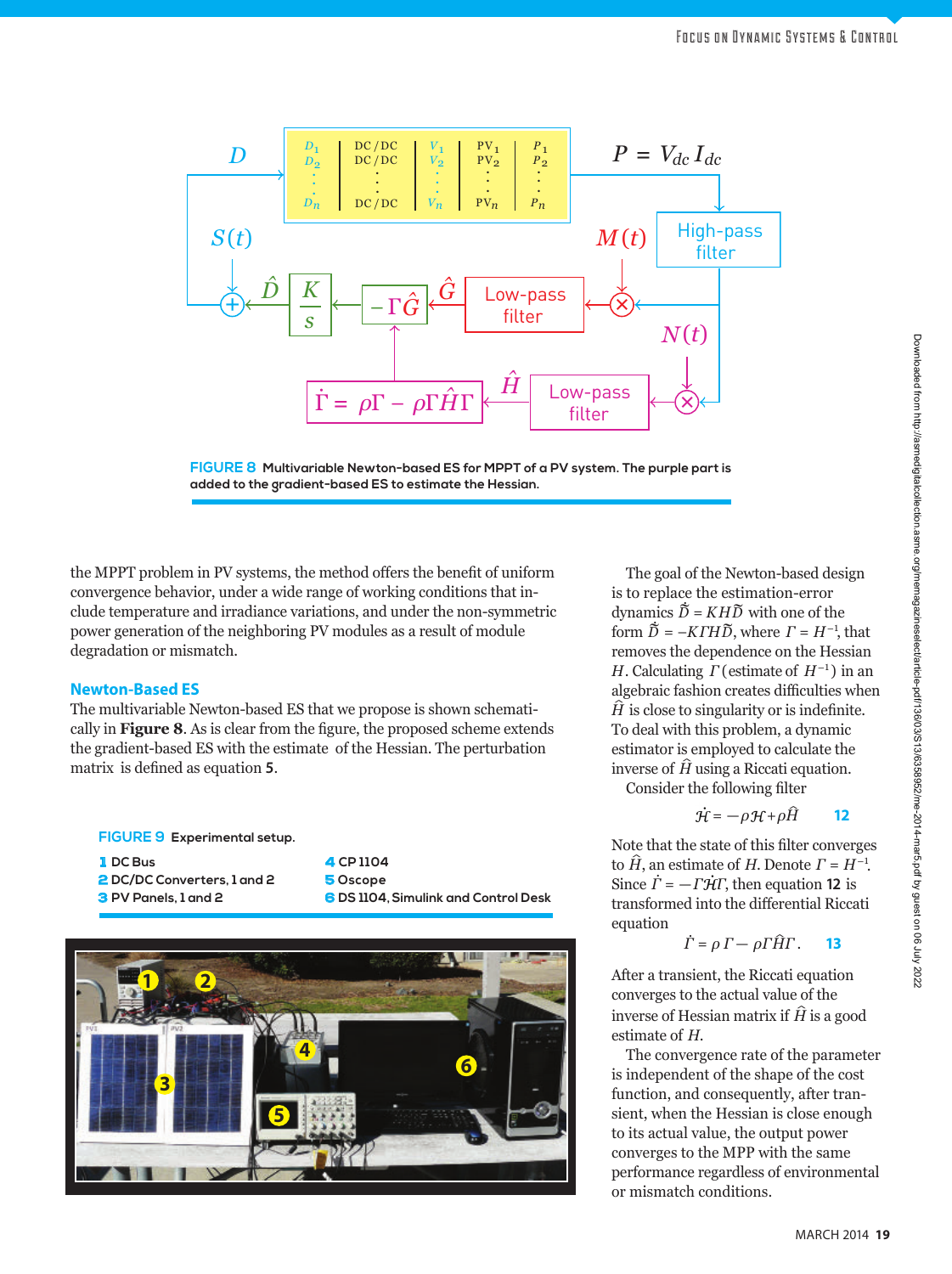FIGURE 8 Multivariable Newton-based ES for MPPT of a PV system. The purple part is added to the gradient-based ES to estimate the Hessian.

the MPPT problem in PV systems, the method offers the benefit of uniform convergence behavior, under a wide range of working conditions that include temperature and irradiance variations, and under the non-symmetric power generation of the neighboring PV modules as a result of module degradation or mismatch.

## Newton-Based ES

The multivariable Newton-based ES that we propose is shown schematically in **Figure 8**. As is clear from the figure, the proposed scheme extends the gradient-based ES with the estimate of the Hessian. The perturbation matrix is defined as equation **5**.

FIGURE 9 Experimental setup.

1 DC Bus
2 DC/DC Converters, 1 and 2
3 PV Panels, 1 and 2
4 CP 1104
5 Oscope
6 DS 1104, Simulink and Control Desk

The goal of the Newton-based design is to replace the estimation-error dynamics $\dot{\tilde{D}} = KH\tilde{D}$ with one of the form $\dot{\tilde{D}} = -K\Gamma H\tilde{D}$, where $\Gamma = H^{-1}$, that removes the dependence on the Hessian $H$. Calculating $\Gamma$ (estimate of $H^{-1}$) in an algebraic fashion creates difficulties when $\hat{H}$ is close to singularity or is indefinite. To deal with this problem, a dynamic estimator is employed to calculate the inverse of $\hat{H}$ using a Riccati equation.

Consider the following filter

$$\dot{\mathcal{H}} = -\rho\mathcal{H} + \rho\hat{H} \qquad \textbf{12}$$

Note that the state of this filter converges to $\hat{H}$, an estimate of $H$. Denote $\Gamma = H^{-1}$. Since $\dot{\Gamma} = -\Gamma\dot{\mathcal{H}}\Gamma$, then equation **12** is transformed into the differential Riccati equation

$$\dot{\Gamma} = \rho\,\Gamma - \rho\Gamma\hat{H}\Gamma. \qquad \textbf{13}$$

After a transient, the Riccati equation converges to the actual value of the inverse of Hessian matrix if $\hat{H}$ is a good estimate of $H$.

The convergence rate of the parameter is independent of the shape of the cost function, and consequently, after transient, when the Hessian is close enough to its actual value, the output power converges to the MPP with the same performance regardless of environmental or mismatch conditions.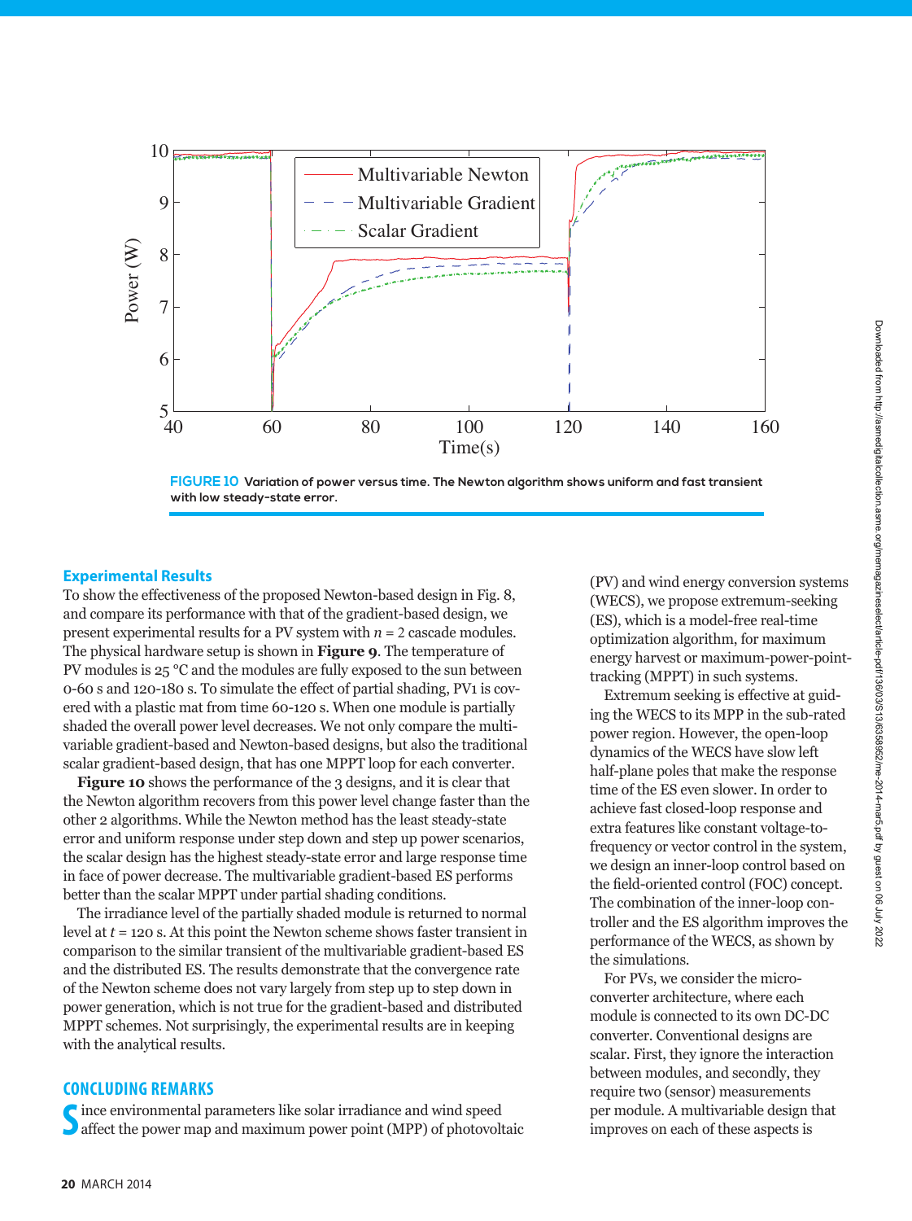FIGURE 10 Variation of power versus time. The Newton algorithm shows uniform and fast transient with low steady-state error.

### Experimental Results

To show the effectiveness of the proposed Newton-based design in Fig. 8, and compare its performance with that of the gradient-based design, we present experimental results for a PV system with $n = 2$ cascade modules. The physical hardware setup is shown in **Figure 9**. The temperature of PV modules is 25 °C and the modules are fully exposed to the sun between 0-60 s and 120-180 s. To simulate the effect of partial shading, PV1 is covered with a plastic mat from time 60-120 s. When one module is partially shaded the overall power level decreases. We not only compare the multivariable gradient-based and Newton-based designs, but also the traditional scalar gradient-based design, that has one MPPT loop for each converter.

**Figure 10** shows the performance of the 3 designs, and it is clear that the Newton algorithm recovers from this power level change faster than the other 2 algorithms. While the Newton method has the least steady-state error and uniform response under step down and step up power scenarios, the scalar design has the highest steady-state error and large response time in face of power decrease. The multivariable gradient-based ES performs better than the scalar MPPT under partial shading conditions.

The irradiance level of the partially shaded module is returned to normal level at $t = 120$ s. At this point the Newton scheme shows faster transient in comparison to the similar transient of the multivariable gradient-based ES and the distributed ES. The results demonstrate that the convergence rate of the Newton scheme does not vary largely from step up to step down in power generation, which is not true for the gradient-based and distributed MPPT schemes. Not surprisingly, the experimental results are in keeping with the analytical results.

## CONCLUDING REMARKS

Since environmental parameters like solar irradiance and wind speed affect the power map and maximum power point (MPP) of photovoltaic (PV) and wind energy conversion systems (WECS), we propose extremum-seeking (ES), which is a model-free real-time optimization algorithm, for maximum energy harvest or maximum-power-point-tracking (MPPT) in such systems.

Extremum seeking is effective at guiding the WECS to its MPP in the sub-rated power region. However, the open-loop dynamics of the WECS have slow left half-plane poles that make the response time of the ES even slower. In order to achieve fast closed-loop response and extra features like constant voltage-to-frequency or vector control in the system, we design an inner-loop control based on the field-oriented control (FOC) concept. The combination of the inner-loop controller and the ES algorithm improves the performance of the WECS, as shown by the simulations.

For PVs, we consider the micro-converter architecture, where each module is connected to its own DC-DC converter. Conventional designs are scalar. First, they ignore the interaction between modules, and secondly, they require two (sensor) measurements per module. A multivariable design that improves on each of these aspects is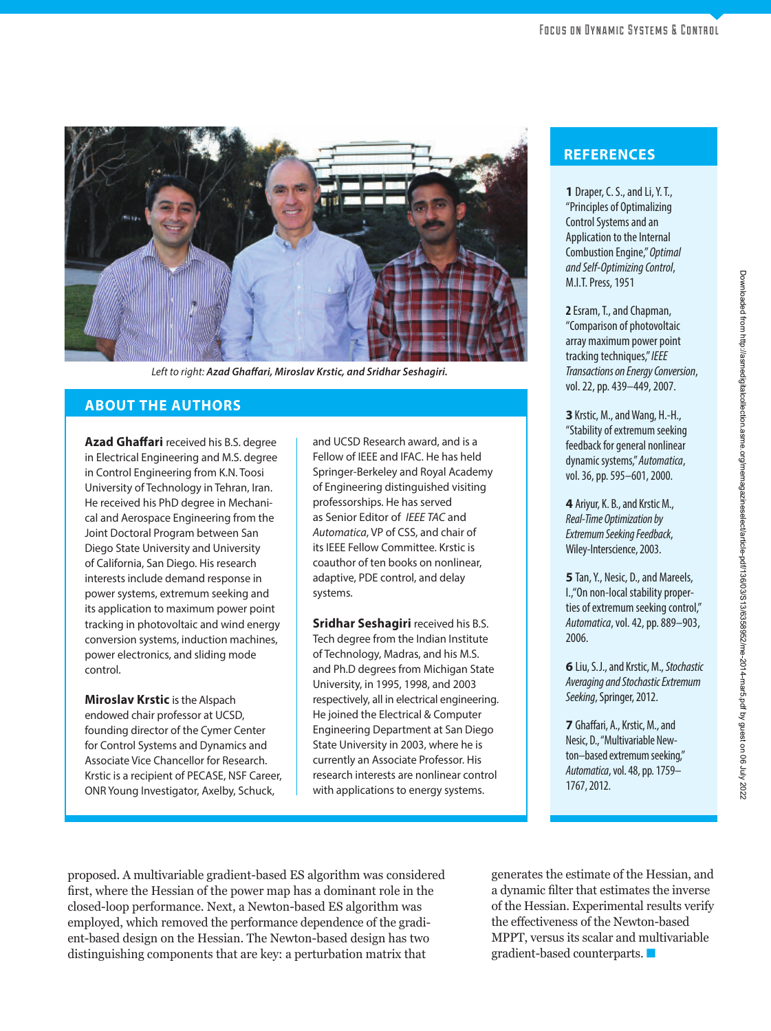Left to right: ***Azad Ghaffari, Miroslav Krstic, and Sridhar Seshagiri.***

## ABOUT THE AUTHORS

**Azad Ghaffari** received his B.S. degree in Electrical Engineering and M.S. degree in Control Engineering from K.N. Toosi University of Technology in Tehran, Iran. He received his PhD degree in Mechanical and Aerospace Engineering from the Joint Doctoral Program between San Diego State University and University of California, San Diego. His research interests include demand response in power systems, extremum seeking and its application to maximum power point tracking in photovoltaic and wind energy conversion systems, induction machines, power electronics, and sliding mode control.

**Miroslav Krstic** is the Alspach endowed chair professor at UCSD, founding director of the Cymer Center for Control Systems and Dynamics and Associate Vice Chancellor for Research. Krstic is a recipient of PECASE, NSF Career, ONR Young Investigator, Axelby, Schuck, and UCSD Research award, and is a Fellow of IEEE and IFAC. He has held Springer-Berkeley and Royal Academy of Engineering distinguished visiting professorships. He has served as Senior Editor of *IEEE TAC* and *Automatica*, VP of CSS, and chair of its IEEE Fellow Committee. Krstic is coauthor of ten books on nonlinear, adaptive, PDE control, and delay systems.

**Sridhar Seshagiri** received his B.S. Tech degree from the Indian Institute of Technology, Madras, and his M.S. and Ph.D degrees from Michigan State University, in 1995, 1998, and 2003 respectively, all in electrical engineering. He joined the Electrical & Computer Engineering Department at San Diego State University in 2003, where he is currently an Associate Professor. His research interests are nonlinear control with applications to energy systems.

## REFERENCES

**1** Draper, C. S., and Li, Y. T., "Principles of Optimalizing Control Systems and an Application to the Internal Combustion Engine," *Optimal and Self-Optimizing Control*, M.I.T. Press, 1951

**2** Esram, T., and Chapman, "Comparison of photovoltaic array maximum power point tracking techniques," *IEEE Transactions on Energy Conversion*, vol. 22, pp. 439–449, 2007.

**3** Krstic, M., and Wang, H.-H., "Stability of extremum seeking feedback for general nonlinear dynamic systems," *Automatica*, vol. 36, pp. 595–601, 2000.

**4** Ariyur, K. B., and Krstic M., *Real-Time Optimization by Extremum Seeking Feedback*, Wiley-Interscience, 2003.

**5** Tan, Y., Nesic, D., and Mareels, I.,"On non-local stability properties of extremum seeking control," *Automatica*, vol. 42, pp. 889–903, 2006.

**6** Liu, S.J., and Krstic, M., *Stochastic Averaging and Stochastic Extremum Seeking*, Springer, 2012.

**7** Ghaffari, A., Krstic, M., and Nesic, D., "Multivariable Newton–based extremum seeking," *Automatica*, vol. 48, pp. 1759–1767, 2012.

proposed. A multivariable gradient-based ES algorithm was considered first, where the Hessian of the power map has a dominant role in the closed-loop performance. Next, a Newton-based ES algorithm was employed, which removed the performance dependence of the gradient-based design on the Hessian. The Newton-based design has two distinguishing components that are key: a perturbation matrix that generates the estimate of the Hessian, and a dynamic filter that estimates the inverse of the Hessian. Experimental results verify the effectiveness of the Newton-based MPPT, versus its scalar and multivariable gradient-based counterparts. ■